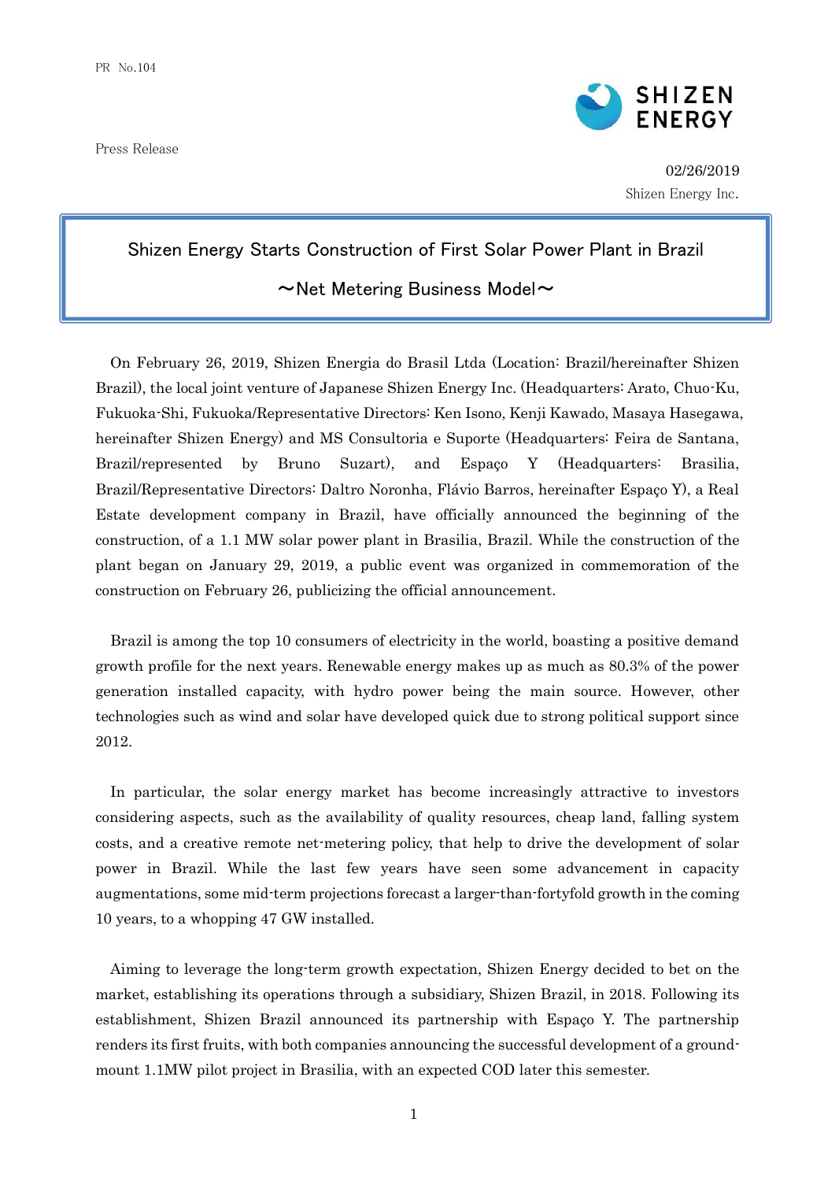PR No.104

Press Release

02/26/2019
Shizen Energy Inc.

# Shizen Energy Starts Construction of First Solar Power Plant in Brazil

## ～Net Metering Business Model～

On February 26, 2019, Shizen Energia do Brasil Ltda (Location: Brazil/hereinafter Shizen Brazil), the local joint venture of Japanese Shizen Energy Inc. (Headquarters: Arato, Chuo-Ku, Fukuoka-Shi, Fukuoka/Representative Directors: Ken Isono, Kenji Kawado, Masaya Hasegawa, hereinafter Shizen Energy) and MS Consultoria e Suporte (Headquarters: Feira de Santana, Brazil/represented by Bruno Suzart), and Espaço Y (Headquarters: Brasilia, Brazil/Representative Directors: Daltro Noronha, Flávio Barros, hereinafter Espaço Y), a Real Estate development company in Brazil, have officially announced the beginning of the construction, of a 1.1 MW solar power plant in Brasilia, Brazil. While the construction of the plant began on January 29, 2019, a public event was organized in commemoration of the construction on February 26, publicizing the official announcement.

Brazil is among the top 10 consumers of electricity in the world, boasting a positive demand growth profile for the next years. Renewable energy makes up as much as 80.3% of the power generation installed capacity, with hydro power being the main source. However, other technologies such as wind and solar have developed quick due to strong political support since 2012.

In particular, the solar energy market has become increasingly attractive to investors considering aspects, such as the availability of quality resources, cheap land, falling system costs, and a creative remote net-metering policy, that help to drive the development of solar power in Brazil. While the last few years have seen some advancement in capacity augmentations, some mid-term projections forecast a larger-than-fortyfold growth in the coming 10 years, to a whopping 47 GW installed.

Aiming to leverage the long-term growth expectation, Shizen Energy decided to bet on the market, establishing its operations through a subsidiary, Shizen Brazil, in 2018. Following its establishment, Shizen Brazil announced its partnership with Espaço Y. The partnership renders its first fruits, with both companies announcing the successful development of a ground-mount 1.1MW pilot project in Brasilia, with an expected COD later this semester.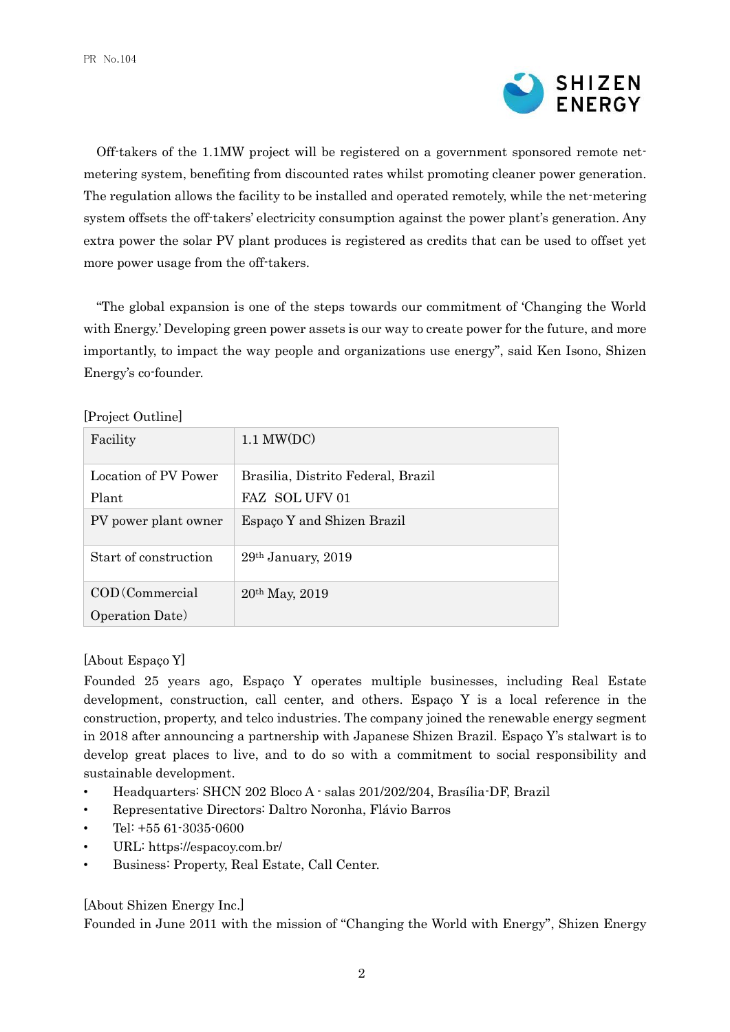Off-takers of the 1.1MW project will be registered on a government sponsored remote net-metering system, benefiting from discounted rates whilst promoting cleaner power generation. The regulation allows the facility to be installed and operated remotely, while the net-metering system offsets the off-takers' electricity consumption against the power plant's generation. Any extra power the solar PV plant produces is registered as credits that can be used to offset yet more power usage from the off-takers.

"The global expansion is one of the steps towards our commitment of 'Changing the World with Energy.' Developing green power assets is our way to create power for the future, and more importantly, to impact the way people and organizations use energy", said Ken Isono, Shizen Energy's co-founder.

[Project Outline]

| Facility | 1.1 MW(DC) |
|---|---|
| Location of PV Power Plant | Brasilia, Distrito Federal, Brazil FAZ SOL UFV 01 |
| PV power plant owner | Espaço Y and Shizen Brazil |
| Start of construction | 29th January, 2019 |
| COD (Commercial Operation Date) | 20th May, 2019 |

[About Espaço Y]

Founded 25 years ago, Espaço Y operates multiple businesses, including Real Estate development, construction, call center, and others. Espaço Y is a local reference in the construction, property, and telco industries. The company joined the renewable energy segment in 2018 after announcing a partnership with Japanese Shizen Brazil. Espaço Y's stalwart is to develop great places to live, and to do so with a commitment to social responsibility and sustainable development.

- Headquarters: SHCN 202 Bloco A - salas 201/202/204, Brasília-DF, Brazil
- Representative Directors: Daltro Noronha, Flávio Barros
- Tel: +55 61-3035-0600
- URL: https://espacoy.com.br/
- Business: Property, Real Estate, Call Center.

[About Shizen Energy Inc.]

Founded in June 2011 with the mission of "Changing the World with Energy", Shizen Energy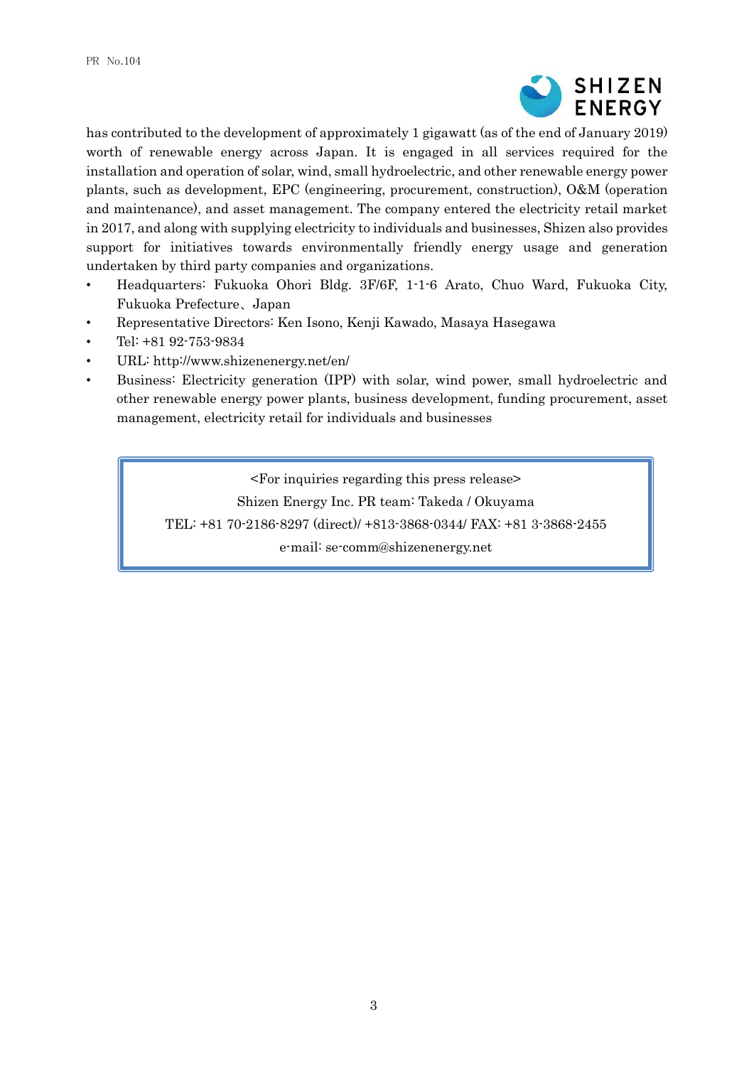has contributed to the development of approximately 1 gigawatt (as of the end of January 2019) worth of renewable energy across Japan. It is engaged in all services required for the installation and operation of solar, wind, small hydroelectric, and other renewable energy power plants, such as development, EPC (engineering, procurement, construction), O&M (operation and maintenance), and asset management. The company entered the electricity retail market in 2017, and along with supplying electricity to individuals and businesses, Shizen also provides support for initiatives towards environmentally friendly energy usage and generation undertaken by third party companies and organizations.

- Headquarters: Fukuoka Ohori Bldg. 3F/6F, 1-1-6 Arato, Chuo Ward, Fukuoka City, Fukuoka Prefecture、Japan
- Representative Directors: Ken Isono, Kenji Kawado, Masaya Hasegawa
- Tel: +81 92-753-9834
- URL: http://www.shizenenergy.net/en/
- Business: Electricity generation (IPP) with solar, wind power, small hydroelectric and other renewable energy power plants, business development, funding procurement, asset management, electricity retail for individuals and businesses

<For inquiries regarding this press release>
Shizen Energy Inc. PR team: Takeda / Okuyama
TEL: +81 70-2186-8297 (direct)/ +813-3868-0344/ FAX: +81 3-3868-2455
e-mail: se-comm@shizenenergy.net